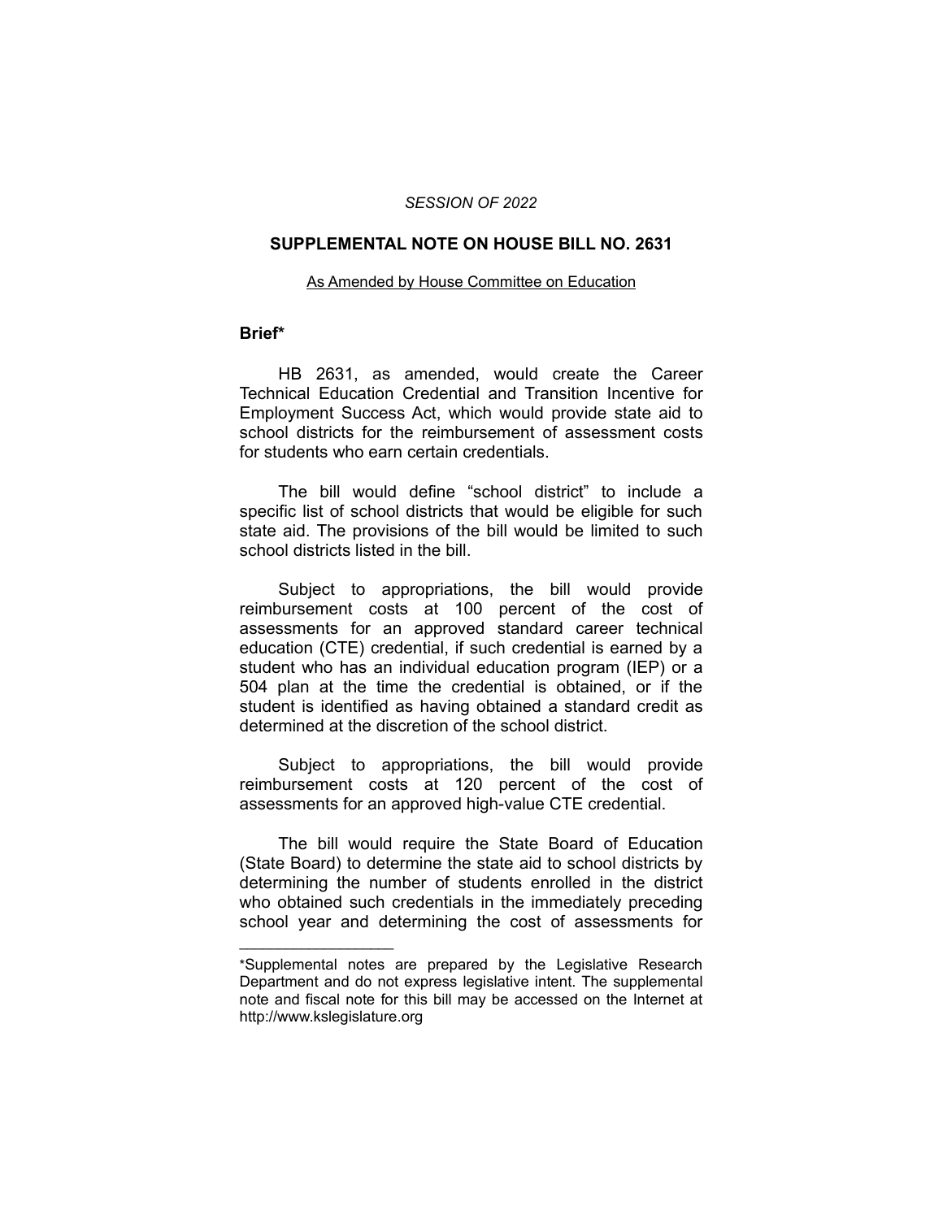*SESSION OF 2022*

# SUPPLEMENTAL NOTE ON HOUSE BILL NO. 2631

As Amended by House Committee on Education

## Brief*

HB 2631, as amended, would create the Career Technical Education Credential and Transition Incentive for Employment Success Act, which would provide state aid to school districts for the reimbursement of assessment costs for students who earn certain credentials.

The bill would define "school district" to include a specific list of school districts that would be eligible for such state aid. The provisions of the bill would be limited to such school districts listed in the bill.

Subject to appropriations, the bill would provide reimbursement costs at 100 percent of the cost of assessments for an approved standard career technical education (CTE) credential, if such credential is earned by a student who has an individual education program (IEP) or a 504 plan at the time the credential is obtained, or if the student is identified as having obtained a standard credit as determined at the discretion of the school district.

Subject to appropriations, the bill would provide reimbursement costs at 120 percent of the cost of assessments for an approved high-value CTE credential.

The bill would require the State Board of Education (State Board) to determine the state aid to school districts by determining the number of students enrolled in the district who obtained such credentials in the immediately preceding school year and determining the cost of assessments for

---

*Supplemental notes are prepared by the Legislative Research Department and do not express legislative intent. The supplemental note and fiscal note for this bill may be accessed on the Internet at http://www.kslegislature.org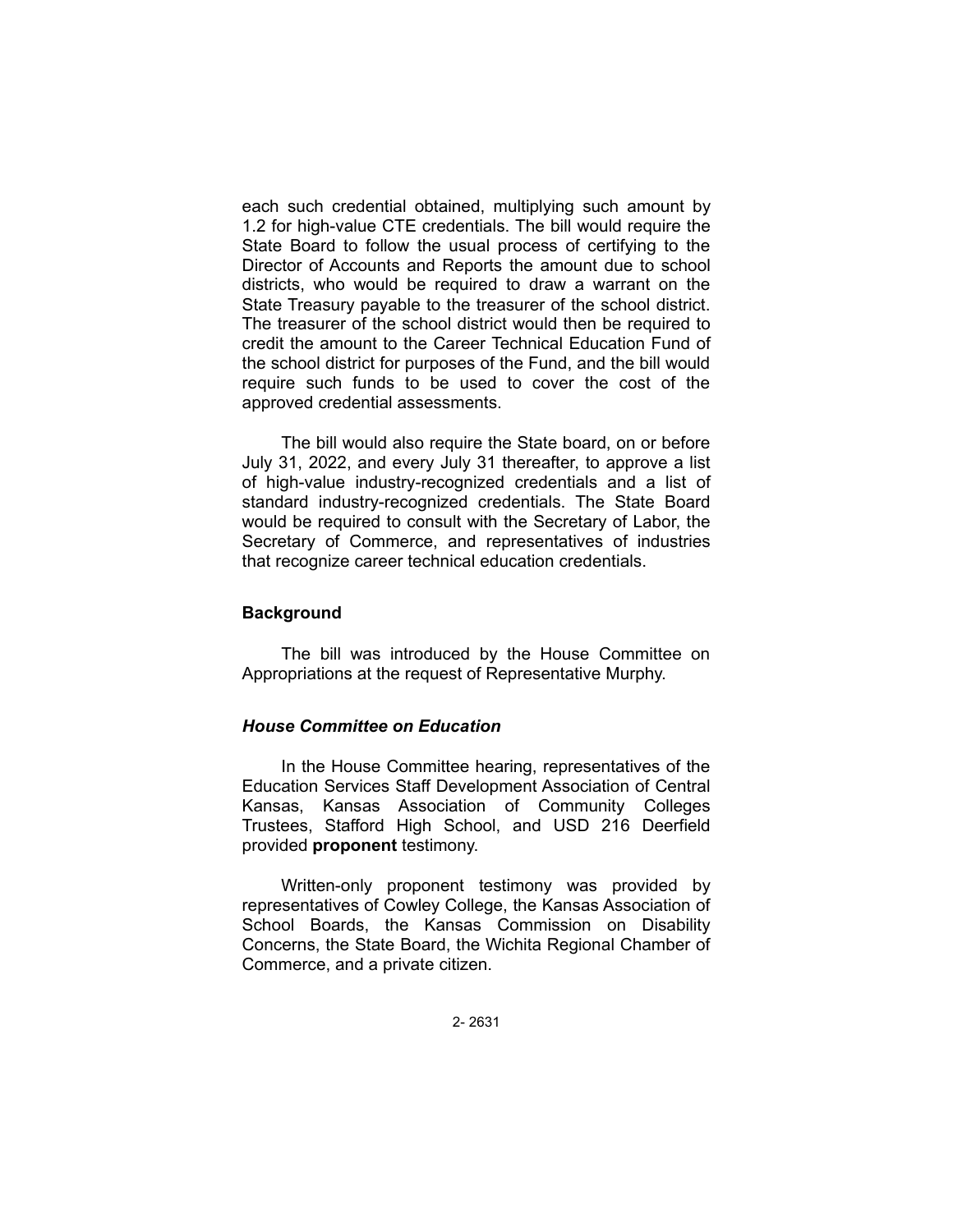each such credential obtained, multiplying such amount by 1.2 for high-value CTE credentials. The bill would require the State Board to follow the usual process of certifying to the Director of Accounts and Reports the amount due to school districts, who would be required to draw a warrant on the State Treasury payable to the treasurer of the school district. The treasurer of the school district would then be required to credit the amount to the Career Technical Education Fund of the school district for purposes of the Fund, and the bill would require such funds to be used to cover the cost of the approved credential assessments.

The bill would also require the State board, on or before July 31, 2022, and every July 31 thereafter, to approve a list of high-value industry-recognized credentials and a list of standard industry-recognized credentials. The State Board would be required to consult with the Secretary of Labor, the Secretary of Commerce, and representatives of industries that recognize career technical education credentials.

## Background

The bill was introduced by the House Committee on Appropriations at the request of Representative Murphy.

### *House Committee on Education*

In the House Committee hearing, representatives of the Education Services Staff Development Association of Central Kansas, Kansas Association of Community Colleges Trustees, Stafford High School, and USD 216 Deerfield provided **proponent** testimony.

Written-only proponent testimony was provided by representatives of Cowley College, the Kansas Association of School Boards, the Kansas Commission on Disability Concerns, the State Board, the Wichita Regional Chamber of Commerce, and a private citizen.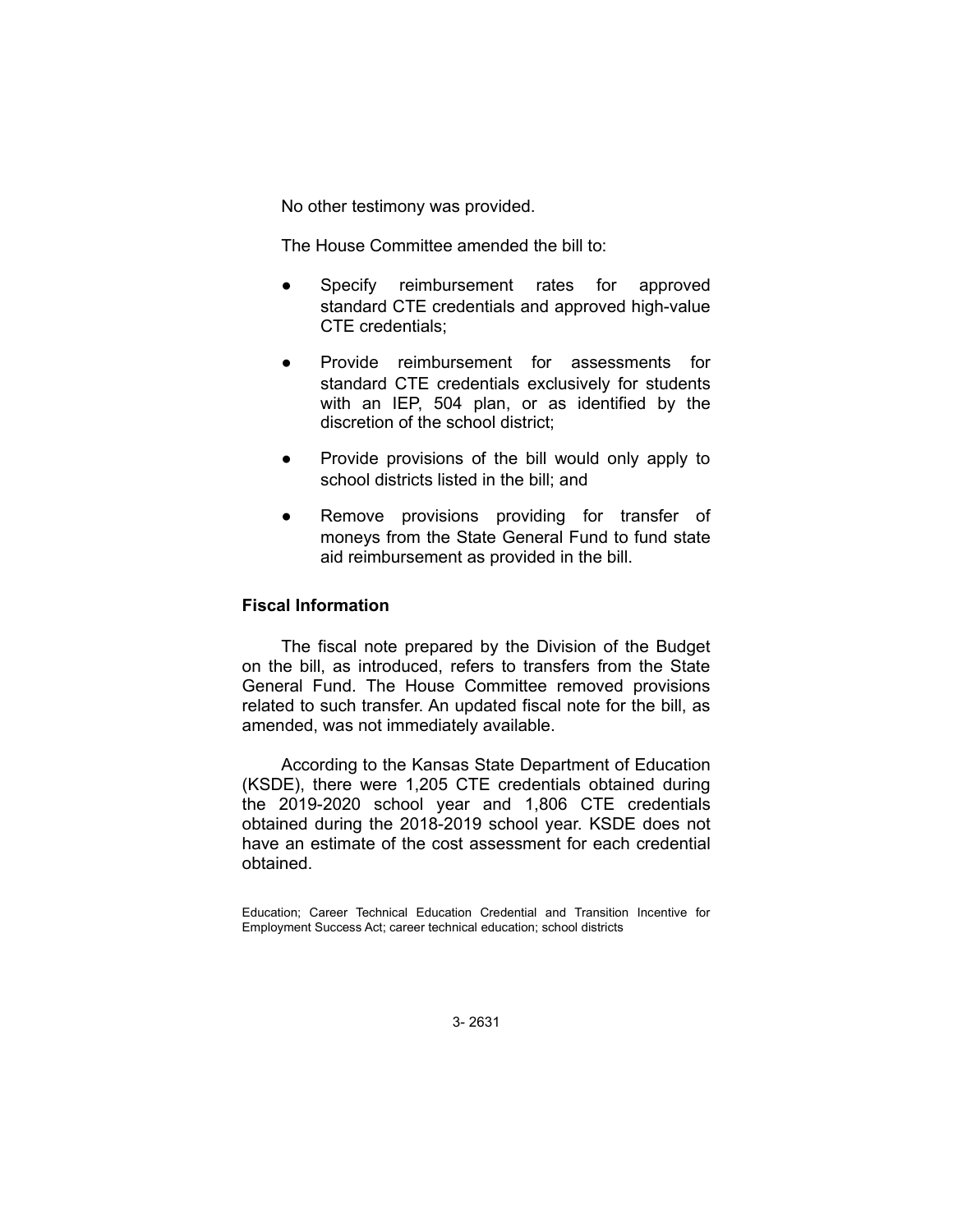No other testimony was provided.

The House Committee amended the bill to:

- Specify reimbursement rates for approved standard CTE credentials and approved high-value CTE credentials;
- Provide reimbursement for assessments for standard CTE credentials exclusively for students with an IEP, 504 plan, or as identified by the discretion of the school district;
- Provide provisions of the bill would only apply to school districts listed in the bill; and
- Remove provisions providing for transfer of moneys from the State General Fund to fund state aid reimbursement as provided in the bill.

## Fiscal Information

The fiscal note prepared by the Division of the Budget on the bill, as introduced, refers to transfers from the State General Fund. The House Committee removed provisions related to such transfer. An updated fiscal note for the bill, as amended, was not immediately available.

According to the Kansas State Department of Education (KSDE), there were 1,205 CTE credentials obtained during the 2019-2020 school year and 1,806 CTE credentials obtained during the 2018-2019 school year. KSDE does not have an estimate of the cost assessment for each credential obtained.

Education; Career Technical Education Credential and Transition Incentive for Employment Success Act; career technical education; school districts